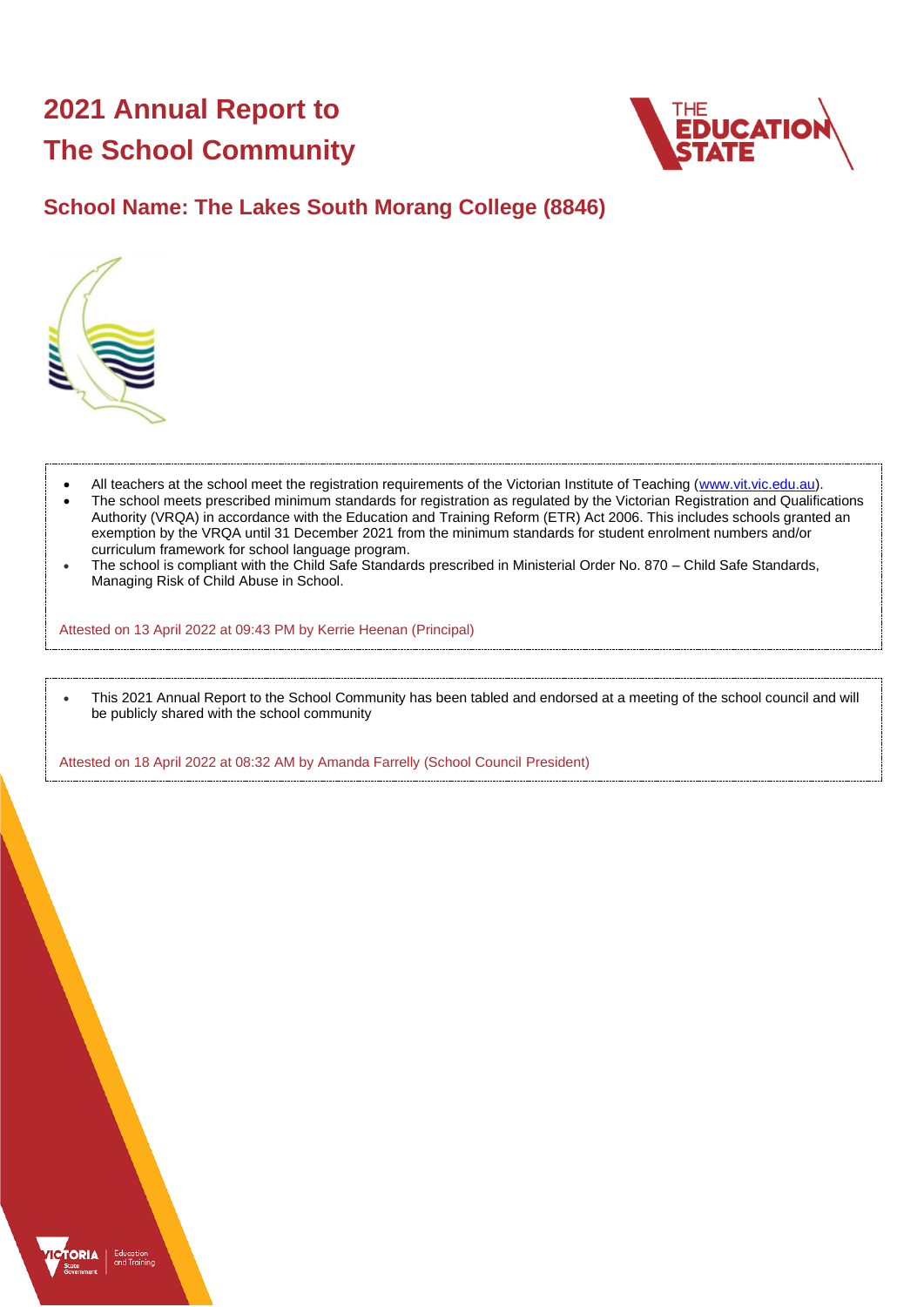# 2021 Annual Report to The School Community

## School Name: The Lakes South Morang College (8846)

- All teachers at the school meet the registration requirements of the Victorian Institute of Teaching (www.vit.vic.edu.au).
- The school meets prescribed minimum standards for registration as regulated by the Victorian Registration and Qualifications Authority (VRQA) in accordance with the Education and Training Reform (ETR) Act 2006. This includes schools granted an exemption by the VRQA until 31 December 2021 from the minimum standards for student enrolment numbers and/or curriculum framework for school language program.
- The school is compliant with the Child Safe Standards prescribed in Ministerial Order No. 870 – Child Safe Standards, Managing Risk of Child Abuse in School.

Attested on 13 April 2022 at 09:43 PM by Kerrie Heenan (Principal)

- This 2021 Annual Report to the School Community has been tabled and endorsed at a meeting of the school council and will be publicly shared with the school community

Attested on 18 April 2022 at 08:32 AM by Amanda Farrelly (School Council President)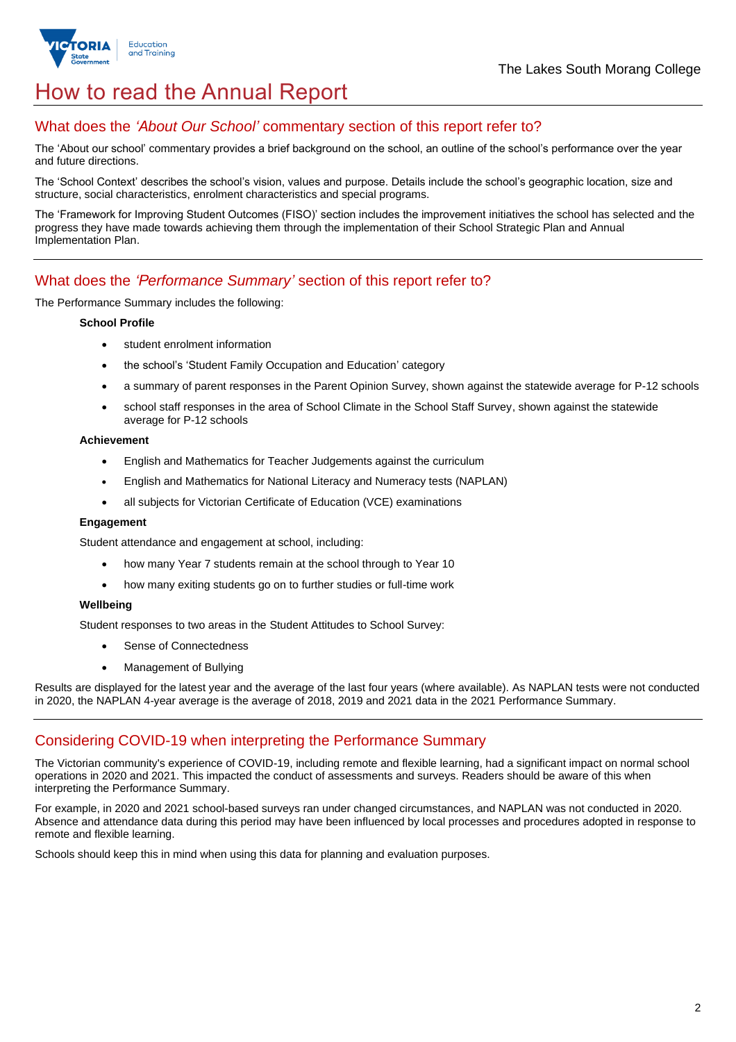# How to read the Annual Report

## What does the *'About Our School'* commentary section of this report refer to?

The 'About our school' commentary provides a brief background on the school, an outline of the school's performance over the year and future directions.

The 'School Context' describes the school's vision, values and purpose. Details include the school's geographic location, size and structure, social characteristics, enrolment characteristics and special programs.

The 'Framework for Improving Student Outcomes (FISO)' section includes the improvement initiatives the school has selected and the progress they have made towards achieving them through the implementation of their School Strategic Plan and Annual Implementation Plan.

## What does the *'Performance Summary'* section of this report refer to?

The Performance Summary includes the following:

**School Profile**

- student enrolment information
- the school's 'Student Family Occupation and Education' category
- a summary of parent responses in the Parent Opinion Survey, shown against the statewide average for P-12 schools
- school staff responses in the area of School Climate in the School Staff Survey, shown against the statewide average for P-12 schools

**Achievement**

- English and Mathematics for Teacher Judgements against the curriculum
- English and Mathematics for National Literacy and Numeracy tests (NAPLAN)
- all subjects for Victorian Certificate of Education (VCE) examinations

**Engagement**

Student attendance and engagement at school, including:

- how many Year 7 students remain at the school through to Year 10
- how many exiting students go on to further studies or full-time work

**Wellbeing**

Student responses to two areas in the Student Attitudes to School Survey:

- Sense of Connectedness
- Management of Bullying

Results are displayed for the latest year and the average of the last four years (where available). As NAPLAN tests were not conducted in 2020, the NAPLAN 4-year average is the average of 2018, 2019 and 2021 data in the 2021 Performance Summary.

## Considering COVID-19 when interpreting the Performance Summary

The Victorian community's experience of COVID-19, including remote and flexible learning, had a significant impact on normal school operations in 2020 and 2021. This impacted the conduct of assessments and surveys. Readers should be aware of this when interpreting the Performance Summary.

For example, in 2020 and 2021 school-based surveys ran under changed circumstances, and NAPLAN was not conducted in 2020. Absence and attendance data during this period may have been influenced by local processes and procedures adopted in response to remote and flexible learning.

Schools should keep this in mind when using this data for planning and evaluation purposes.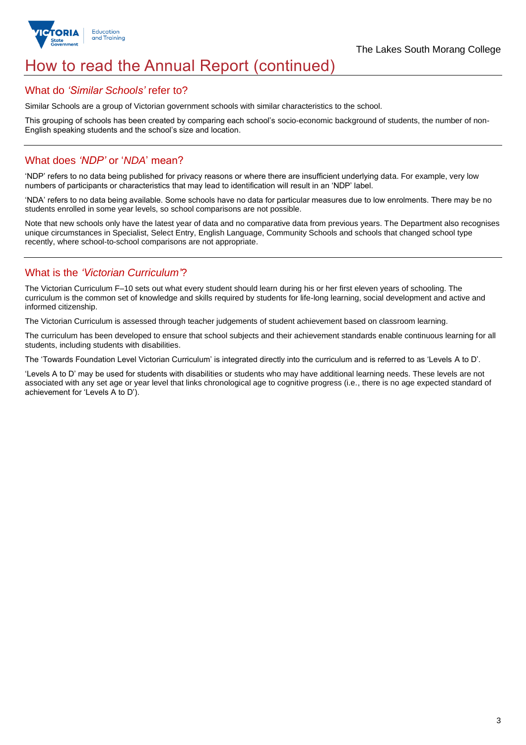# How to read the Annual Report (continued)

## What do *'Similar Schools'* refer to?

Similar Schools are a group of Victorian government schools with similar characteristics to the school.

This grouping of schools has been created by comparing each school's socio-economic background of students, the number of non-English speaking students and the school's size and location.

## What does *'NDP'* or '*NDA*' mean?

'NDP' refers to no data being published for privacy reasons or where there are insufficient underlying data. For example, very low numbers of participants or characteristics that may lead to identification will result in an 'NDP' label.

'NDA' refers to no data being available. Some schools have no data for particular measures due to low enrolments. There may be no students enrolled in some year levels, so school comparisons are not possible.

Note that new schools only have the latest year of data and no comparative data from previous years. The Department also recognises unique circumstances in Specialist, Select Entry, English Language, Community Schools and schools that changed school type recently, where school-to-school comparisons are not appropriate.

## What is the *'Victorian Curriculum'*?

The Victorian Curriculum F–10 sets out what every student should learn during his or her first eleven years of schooling. The curriculum is the common set of knowledge and skills required by students for life-long learning, social development and active and informed citizenship.

The Victorian Curriculum is assessed through teacher judgements of student achievement based on classroom learning.

The curriculum has been developed to ensure that school subjects and their achievement standards enable continuous learning for all students, including students with disabilities.

The 'Towards Foundation Level Victorian Curriculum' is integrated directly into the curriculum and is referred to as 'Levels A to D'.

'Levels A to D' may be used for students with disabilities or students who may have additional learning needs. These levels are not associated with any set age or year level that links chronological age to cognitive progress (i.e., there is no age expected standard of achievement for 'Levels A to D').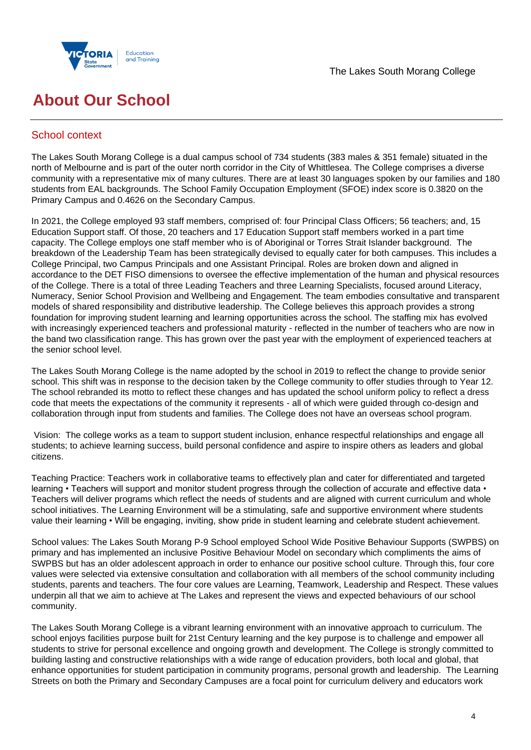# About Our School

## School context

The Lakes South Morang College is a dual campus school of 734 students (383 males & 351 female) situated in the north of Melbourne and is part of the outer north corridor in the City of Whittlesea. The College comprises a diverse community with a representative mix of many cultures. There are at least 30 languages spoken by our families and 180 students from EAL backgrounds. The School Family Occupation Employment (SFOE) index score is 0.3820 on the Primary Campus and 0.4626 on the Secondary Campus.

In 2021, the College employed 93 staff members, comprised of: four Principal Class Officers; 56 teachers; and, 15 Education Support staff. Of those, 20 teachers and 17 Education Support staff members worked in a part time capacity. The College employs one staff member who is of Aboriginal or Torres Strait Islander background. The breakdown of the Leadership Team has been strategically devised to equally cater for both campuses. This includes a College Principal, two Campus Principals and one Assistant Principal. Roles are broken down and aligned in accordance to the DET FISO dimensions to oversee the effective implementation of the human and physical resources of the College. There is a total of three Leading Teachers and three Learning Specialists, focused around Literacy, Numeracy, Senior School Provision and Wellbeing and Engagement. The team embodies consultative and transparent models of shared responsibility and distributive leadership. The College believes this approach provides a strong foundation for improving student learning and learning opportunities across the school. The staffing mix has evolved with increasingly experienced teachers and professional maturity - reflected in the number of teachers who are now in the band two classification range. This has grown over the past year with the employment of experienced teachers at the senior school level.

The Lakes South Morang College is the name adopted by the school in 2019 to reflect the change to provide senior school. This shift was in response to the decision taken by the College community to offer studies through to Year 12. The school rebranded its motto to reflect these changes and has updated the school uniform policy to reflect a dress code that meets the expectations of the community it represents - all of which were guided through co-design and collaboration through input from students and families. The College does not have an overseas school program.

Vision: The college works as a team to support student inclusion, enhance respectful relationships and engage all students; to achieve learning success, build personal confidence and aspire to inspire others as leaders and global citizens.

Teaching Practice: Teachers work in collaborative teams to effectively plan and cater for differentiated and targeted learning • Teachers will support and monitor student progress through the collection of accurate and effective data • Teachers will deliver programs which reflect the needs of students and are aligned with current curriculum and whole school initiatives. The Learning Environment will be a stimulating, safe and supportive environment where students value their learning • Will be engaging, inviting, show pride in student learning and celebrate student achievement.

School values: The Lakes South Morang P-9 School employed School Wide Positive Behaviour Supports (SWPBS) on primary and has implemented an inclusive Positive Behaviour Model on secondary which compliments the aims of SWPBS but has an older adolescent approach in order to enhance our positive school culture. Through this, four core values were selected via extensive consultation and collaboration with all members of the school community including students, parents and teachers. The four core values are Learning, Teamwork, Leadership and Respect. These values underpin all that we aim to achieve at The Lakes and represent the views and expected behaviours of our school community.

The Lakes South Morang College is a vibrant learning environment with an innovative approach to curriculum. The school enjoys facilities purpose built for 21st Century learning and the key purpose is to challenge and empower all students to strive for personal excellence and ongoing growth and development. The College is strongly committed to building lasting and constructive relationships with a wide range of education providers, both local and global, that enhance opportunities for student participation in community programs, personal growth and leadership. The Learning Streets on both the Primary and Secondary Campuses are a focal point for curriculum delivery and educators work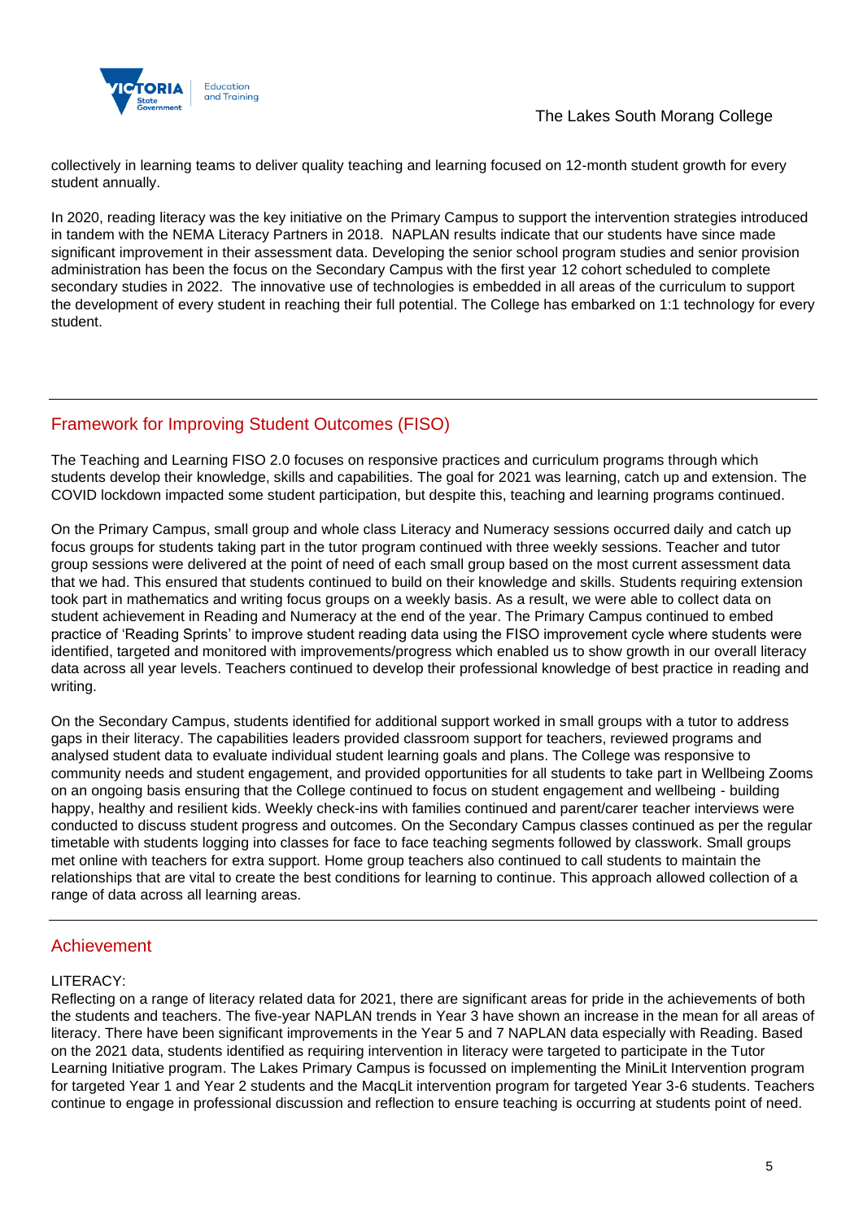collectively in learning teams to deliver quality teaching and learning focused on 12-month student growth for every student annually.

In 2020, reading literacy was the key initiative on the Primary Campus to support the intervention strategies introduced in tandem with the NEMA Literacy Partners in 2018. NAPLAN results indicate that our students have since made significant improvement in their assessment data. Developing the senior school program studies and senior provision administration has been the focus on the Secondary Campus with the first year 12 cohort scheduled to complete secondary studies in 2022. The innovative use of technologies is embedded in all areas of the curriculum to support the development of every student in reaching their full potential. The College has embarked on 1:1 technology for every student.

## Framework for Improving Student Outcomes (FISO)

The Teaching and Learning FISO 2.0 focuses on responsive practices and curriculum programs through which students develop their knowledge, skills and capabilities. The goal for 2021 was learning, catch up and extension. The COVID lockdown impacted some student participation, but despite this, teaching and learning programs continued.

On the Primary Campus, small group and whole class Literacy and Numeracy sessions occurred daily and catch up focus groups for students taking part in the tutor program continued with three weekly sessions. Teacher and tutor group sessions were delivered at the point of need of each small group based on the most current assessment data that we had. This ensured that students continued to build on their knowledge and skills. Students requiring extension took part in mathematics and writing focus groups on a weekly basis. As a result, we were able to collect data on student achievement in Reading and Numeracy at the end of the year. The Primary Campus continued to embed practice of 'Reading Sprints' to improve student reading data using the FISO improvement cycle where students were identified, targeted and monitored with improvements/progress which enabled us to show growth in our overall literacy data across all year levels. Teachers continued to develop their professional knowledge of best practice in reading and writing.

On the Secondary Campus, students identified for additional support worked in small groups with a tutor to address gaps in their literacy. The capabilities leaders provided classroom support for teachers, reviewed programs and analysed student data to evaluate individual student learning goals and plans. The College was responsive to community needs and student engagement, and provided opportunities for all students to take part in Wellbeing Zooms on an ongoing basis ensuring that the College continued to focus on student engagement and wellbeing - building happy, healthy and resilient kids. Weekly check-ins with families continued and parent/carer teacher interviews were conducted to discuss student progress and outcomes. On the Secondary Campus classes continued as per the regular timetable with students logging into classes for face to face teaching segments followed by classwork. Small groups met online with teachers for extra support. Home group teachers also continued to call students to maintain the relationships that are vital to create the best conditions for learning to continue. This approach allowed collection of a range of data across all learning areas.

## Achievement

LITERACY:

Reflecting on a range of literacy related data for 2021, there are significant areas for pride in the achievements of both the students and teachers. The five-year NAPLAN trends in Year 3 have shown an increase in the mean for all areas of literacy. There have been significant improvements in the Year 5 and 7 NAPLAN data especially with Reading. Based on the 2021 data, students identified as requiring intervention in literacy were targeted to participate in the Tutor Learning Initiative program. The Lakes Primary Campus is focussed on implementing the MiniLit Intervention program for targeted Year 1 and Year 2 students and the MacqLit intervention program for targeted Year 3-6 students. Teachers continue to engage in professional discussion and reflection to ensure teaching is occurring at students point of need.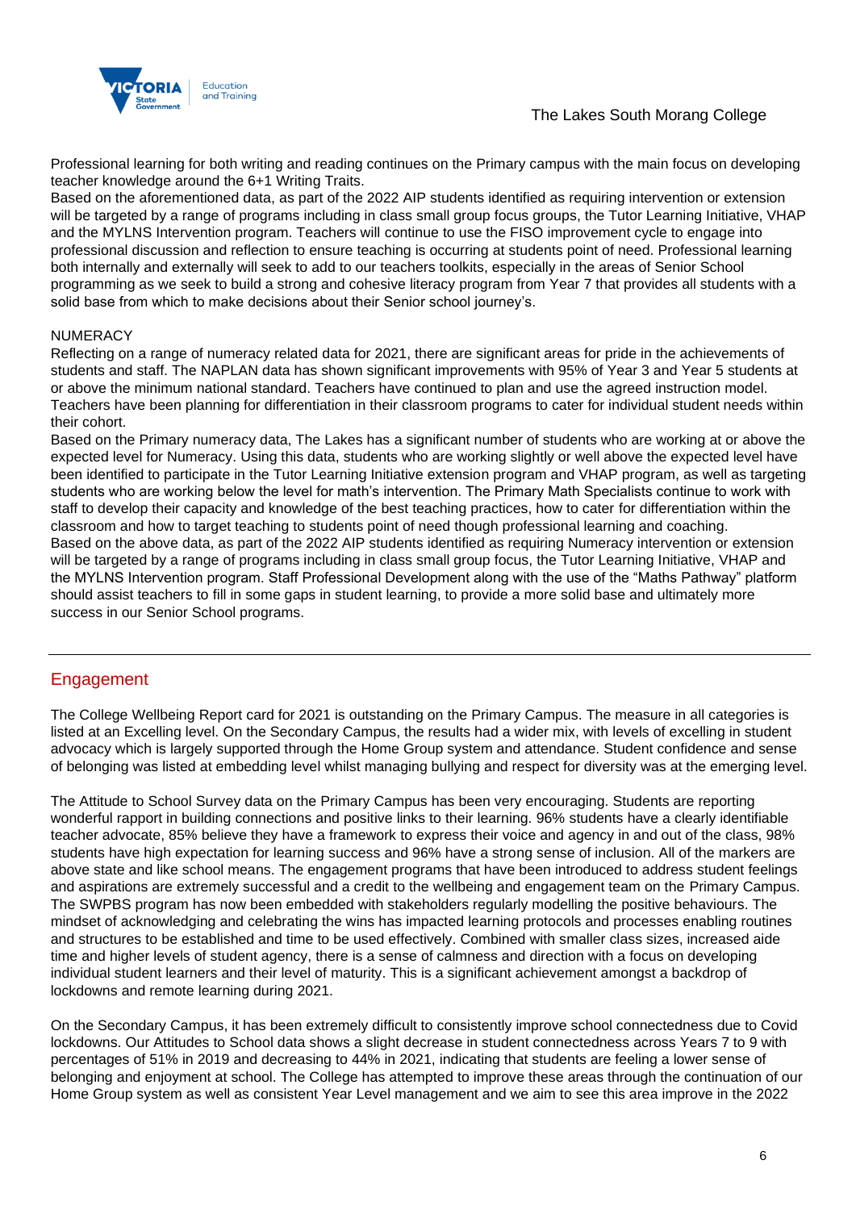Professional learning for both writing and reading continues on the Primary campus with the main focus on developing teacher knowledge around the 6+1 Writing Traits.

Based on the aforementioned data, as part of the 2022 AIP students identified as requiring intervention or extension will be targeted by a range of programs including in class small group focus groups, the Tutor Learning Initiative, VHAP and the MYLNS Intervention program. Teachers will continue to use the FISO improvement cycle to engage into professional discussion and reflection to ensure teaching is occurring at students point of need. Professional learning both internally and externally will seek to add to our teachers toolkits, especially in the areas of Senior School programming as we seek to build a strong and cohesive literacy program from Year 7 that provides all students with a solid base from which to make decisions about their Senior school journey's.

NUMERACY

Reflecting on a range of numeracy related data for 2021, there are significant areas for pride in the achievements of students and staff. The NAPLAN data has shown significant improvements with 95% of Year 3 and Year 5 students at or above the minimum national standard. Teachers have continued to plan and use the agreed instruction model. Teachers have been planning for differentiation in their classroom programs to cater for individual student needs within their cohort.

Based on the Primary numeracy data, The Lakes has a significant number of students who are working at or above the expected level for Numeracy. Using this data, students who are working slightly or well above the expected level have been identified to participate in the Tutor Learning Initiative extension program and VHAP program, as well as targeting students who are working below the level for math's intervention. The Primary Math Specialists continue to work with staff to develop their capacity and knowledge of the best teaching practices, how to cater for differentiation within the classroom and how to target teaching to students point of need though professional learning and coaching.

Based on the above data, as part of the 2022 AIP students identified as requiring Numeracy intervention or extension will be targeted by a range of programs including in class small group focus, the Tutor Learning Initiative, VHAP and the MYLNS Intervention program. Staff Professional Development along with the use of the "Maths Pathway" platform should assist teachers to fill in some gaps in student learning, to provide a more solid base and ultimately more success in our Senior School programs.

## Engagement

The College Wellbeing Report card for 2021 is outstanding on the Primary Campus. The measure in all categories is listed at an Excelling level. On the Secondary Campus, the results had a wider mix, with levels of excelling in student advocacy which is largely supported through the Home Group system and attendance. Student confidence and sense of belonging was listed at embedding level whilst managing bullying and respect for diversity was at the emerging level.

The Attitude to School Survey data on the Primary Campus has been very encouraging. Students are reporting wonderful rapport in building connections and positive links to their learning. 96% students have a clearly identifiable teacher advocate, 85% believe they have a framework to express their voice and agency in and out of the class, 98% students have high expectation for learning success and 96% have a strong sense of inclusion. All of the markers are above state and like school means. The engagement programs that have been introduced to address student feelings and aspirations are extremely successful and a credit to the wellbeing and engagement team on the Primary Campus. The SWPBS program has now been embedded with stakeholders regularly modelling the positive behaviours. The mindset of acknowledging and celebrating the wins has impacted learning protocols and processes enabling routines and structures to be established and time to be used effectively. Combined with smaller class sizes, increased aide time and higher levels of student agency, there is a sense of calmness and direction with a focus on developing individual student learners and their level of maturity. This is a significant achievement amongst a backdrop of lockdowns and remote learning during 2021.

On the Secondary Campus, it has been extremely difficult to consistently improve school connectedness due to Covid lockdowns. Our Attitudes to School data shows a slight decrease in student connectedness across Years 7 to 9 with percentages of 51% in 2019 and decreasing to 44% in 2021, indicating that students are feeling a lower sense of belonging and enjoyment at school. The College has attempted to improve these areas through the continuation of our Home Group system as well as consistent Year Level management and we aim to see this area improve in the 2022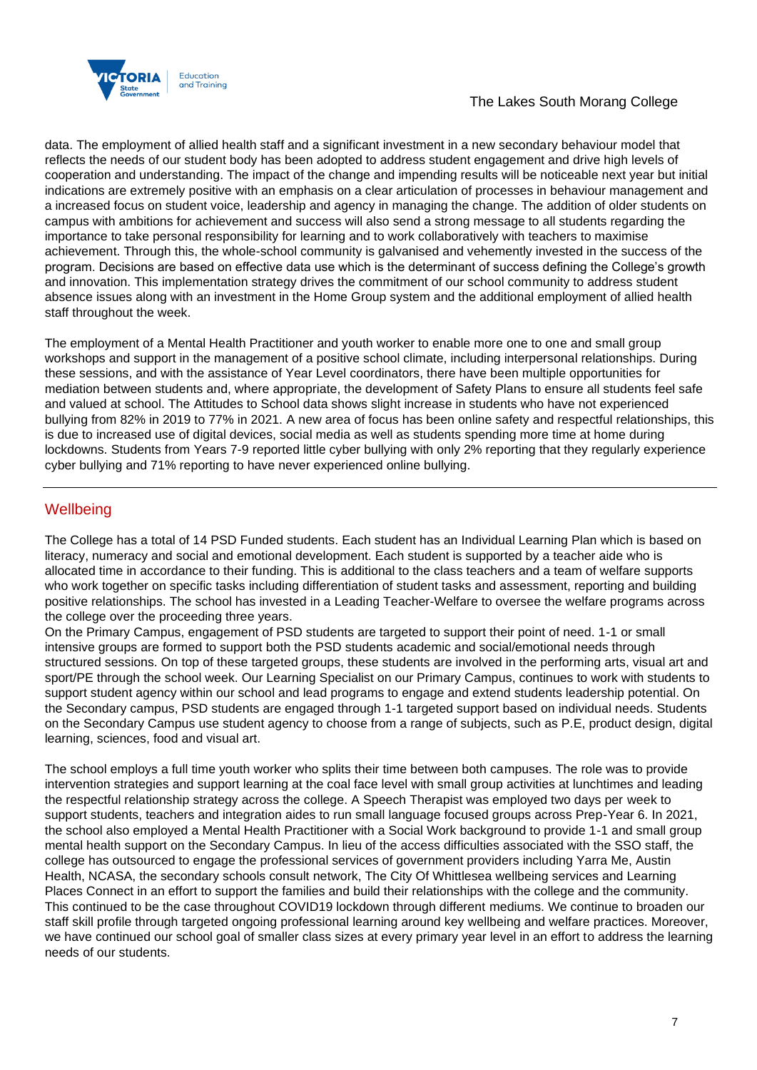data. The employment of allied health staff and a significant investment in a new secondary behaviour model that reflects the needs of our student body has been adopted to address student engagement and drive high levels of cooperation and understanding. The impact of the change and impending results will be noticeable next year but initial indications are extremely positive with an emphasis on a clear articulation of processes in behaviour management and a increased focus on student voice, leadership and agency in managing the change. The addition of older students on campus with ambitions for achievement and success will also send a strong message to all students regarding the importance to take personal responsibility for learning and to work collaboratively with teachers to maximise achievement. Through this, the whole-school community is galvanised and vehemently invested in the success of the program. Decisions are based on effective data use which is the determinant of success defining the College's growth and innovation. This implementation strategy drives the commitment of our school community to address student absence issues along with an investment in the Home Group system and the additional employment of allied health staff throughout the week.

The employment of a Mental Health Practitioner and youth worker to enable more one to one and small group workshops and support in the management of a positive school climate, including interpersonal relationships. During these sessions, and with the assistance of Year Level coordinators, there have been multiple opportunities for mediation between students and, where appropriate, the development of Safety Plans to ensure all students feel safe and valued at school. The Attitudes to School data shows slight increase in students who have not experienced bullying from 82% in 2019 to 77% in 2021. A new area of focus has been online safety and respectful relationships, this is due to increased use of digital devices, social media as well as students spending more time at home during lockdowns. Students from Years 7-9 reported little cyber bullying with only 2% reporting that they regularly experience cyber bullying and 71% reporting to have never experienced online bullying.

## Wellbeing

The College has a total of 14 PSD Funded students. Each student has an Individual Learning Plan which is based on literacy, numeracy and social and emotional development. Each student is supported by a teacher aide who is allocated time in accordance to their funding. This is additional to the class teachers and a team of welfare supports who work together on specific tasks including differentiation of student tasks and assessment, reporting and building positive relationships. The school has invested in a Leading Teacher-Welfare to oversee the welfare programs across the college over the proceeding three years.
On the Primary Campus, engagement of PSD students are targeted to support their point of need. 1-1 or small intensive groups are formed to support both the PSD students academic and social/emotional needs through structured sessions. On top of these targeted groups, these students are involved in the performing arts, visual art and sport/PE through the school week. Our Learning Specialist on our Primary Campus, continues to work with students to support student agency within our school and lead programs to engage and extend students leadership potential. On the Secondary campus, PSD students are engaged through 1-1 targeted support based on individual needs. Students on the Secondary Campus use student agency to choose from a range of subjects, such as P.E, product design, digital learning, sciences, food and visual art.

The school employs a full time youth worker who splits their time between both campuses. The role was to provide intervention strategies and support learning at the coal face level with small group activities at lunchtimes and leading the respectful relationship strategy across the college. A Speech Therapist was employed two days per week to support students, teachers and integration aides to run small language focused groups across Prep-Year 6. In 2021, the school also employed a Mental Health Practitioner with a Social Work background to provide 1-1 and small group mental health support on the Secondary Campus. In lieu of the access difficulties associated with the SSO staff, the college has outsourced to engage the professional services of government providers including Yarra Me, Austin Health, NCASA, the secondary schools consult network, The City Of Whittlesea wellbeing services and Learning Places Connect in an effort to support the families and build their relationships with the college and the community. This continued to be the case throughout COVID19 lockdown through different mediums. We continue to broaden our staff skill profile through targeted ongoing professional learning around key wellbeing and welfare practices. Moreover, we have continued our school goal of smaller class sizes at every primary year level in an effort to address the learning needs of our students.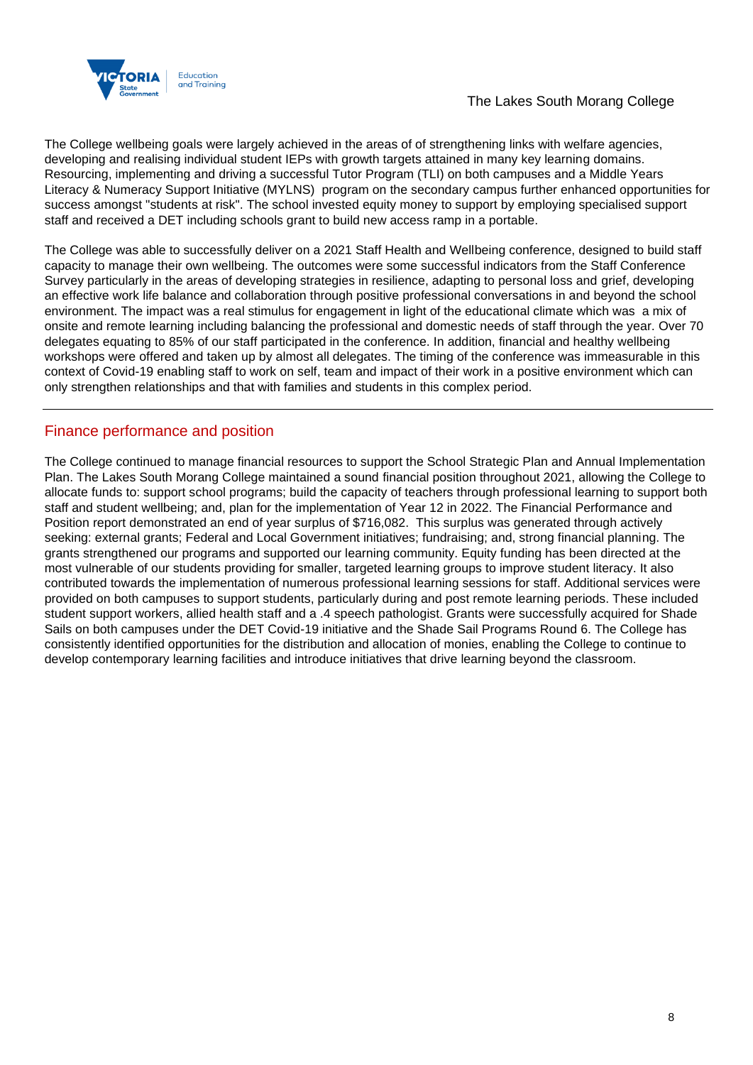The College wellbeing goals were largely achieved in the areas of of strengthening links with welfare agencies, developing and realising individual student IEPs with growth targets attained in many key learning domains. Resourcing, implementing and driving a successful Tutor Program (TLI) on both campuses and a Middle Years Literacy & Numeracy Support Initiative (MYLNS) program on the secondary campus further enhanced opportunities for success amongst "students at risk". The school invested equity money to support by employing specialised support staff and received a DET including schools grant to build new access ramp in a portable.

The College was able to successfully deliver on a 2021 Staff Health and Wellbeing conference, designed to build staff capacity to manage their own wellbeing. The outcomes were some successful indicators from the Staff Conference Survey particularly in the areas of developing strategies in resilience, adapting to personal loss and grief, developing an effective work life balance and collaboration through positive professional conversations in and beyond the school environment. The impact was a real stimulus for engagement in light of the educational climate which was a mix of onsite and remote learning including balancing the professional and domestic needs of staff through the year. Over 70 delegates equating to 85% of our staff participated in the conference. In addition, financial and healthy wellbeing workshops were offered and taken up by almost all delegates. The timing of the conference was immeasurable in this context of Covid-19 enabling staff to work on self, team and impact of their work in a positive environment which can only strengthen relationships and that with families and students in this complex period.

---

## Finance performance and position

The College continued to manage financial resources to support the School Strategic Plan and Annual Implementation Plan. The Lakes South Morang College maintained a sound financial position throughout 2021, allowing the College to allocate funds to: support school programs; build the capacity of teachers through professional learning to support both staff and student wellbeing; and, plan for the implementation of Year 12 in 2022. The Financial Performance and Position report demonstrated an end of year surplus of $716,082. This surplus was generated through actively seeking: external grants; Federal and Local Government initiatives; fundraising; and, strong financial planning. The grants strengthened our programs and supported our learning community. Equity funding has been directed at the most vulnerable of our students providing for smaller, targeted learning groups to improve student literacy. It also contributed towards the implementation of numerous professional learning sessions for staff. Additional services were provided on both campuses to support students, particularly during and post remote learning periods. These included student support workers, allied health staff and a .4 speech pathologist. Grants were successfully acquired for Shade Sails on both campuses under the DET Covid-19 initiative and the Shade Sail Programs Round 6. The College has consistently identified opportunities for the distribution and allocation of monies, enabling the College to continue to develop contemporary learning facilities and introduce initiatives that drive learning beyond the classroom.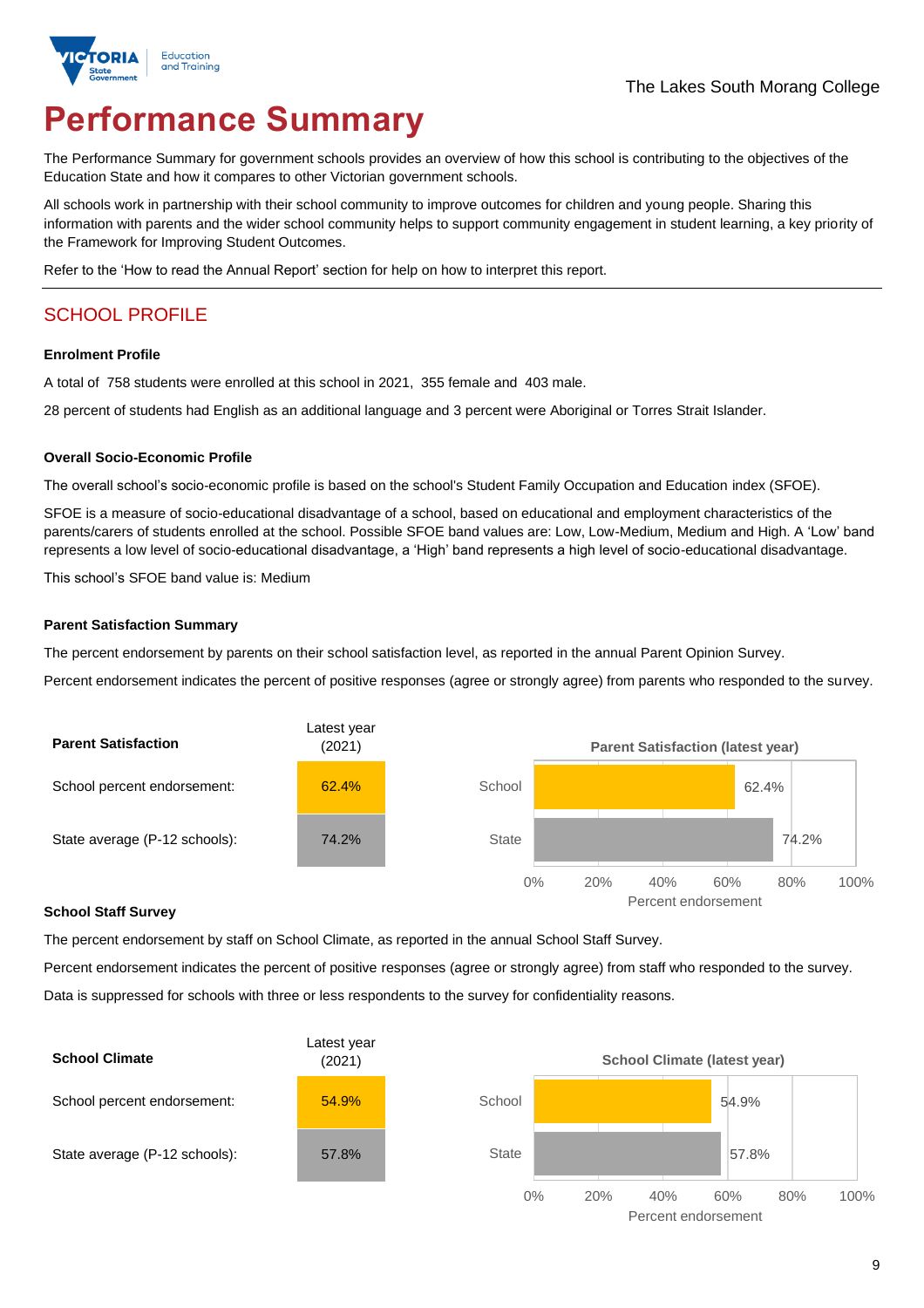The Lakes South Morang College

# Performance Summary

The Performance Summary for government schools provides an overview of how this school is contributing to the objectives of the Education State and how it compares to other Victorian government schools.

All schools work in partnership with their school community to improve outcomes for children and young people. Sharing this information with parents and the wider school community helps to support community engagement in student learning, a key priority of the Framework for Improving Student Outcomes.

Refer to the 'How to read the Annual Report' section for help on how to interpret this report.

## SCHOOL PROFILE

### Enrolment Profile

A total of 758 students were enrolled at this school in 2021, 355 female and 403 male.

28 percent of students had English as an additional language and 3 percent were Aboriginal or Torres Strait Islander.

### Overall Socio-Economic Profile

The overall school's socio-economic profile is based on the school's Student Family Occupation and Education index (SFOE).

SFOE is a measure of socio-educational disadvantage of a school, based on educational and employment characteristics of the parents/carers of students enrolled at the school. Possible SFOE band values are: Low, Low-Medium, Medium and High. A 'Low' band represents a low level of socio-educational disadvantage, a 'High' band represents a high level of socio-educational disadvantage.

This school's SFOE band value is: Medium

### Parent Satisfaction Summary

The percent endorsement by parents on their school satisfaction level, as reported in the annual Parent Opinion Survey.

Percent endorsement indicates the percent of positive responses (agree or strongly agree) from parents who responded to the survey.

| Parent Satisfaction | Latest year (2021) |
|---|---|
| School percent endorsement: | 62.4% |
| State average (P-12 schools): | 74.2% |

**Parent Satisfaction (latest year)**

| | Percent endorsement |
|---|---|
| School | 62.4% |
| State | 74.2% |

### School Staff Survey

The percent endorsement by staff on School Climate, as reported in the annual School Staff Survey.

Percent endorsement indicates the percent of positive responses (agree or strongly agree) from staff who responded to the survey.

Data is suppressed for schools with three or less respondents to the survey for confidentiality reasons.

| School Climate | Latest year (2021) |
|---|---|
| School percent endorsement: | 54.9% |
| State average (P-12 schools): | 57.8% |

**School Climate (latest year)**

| | Percent endorsement |
|---|---|
| School | 54.9% |
| State | 57.8% |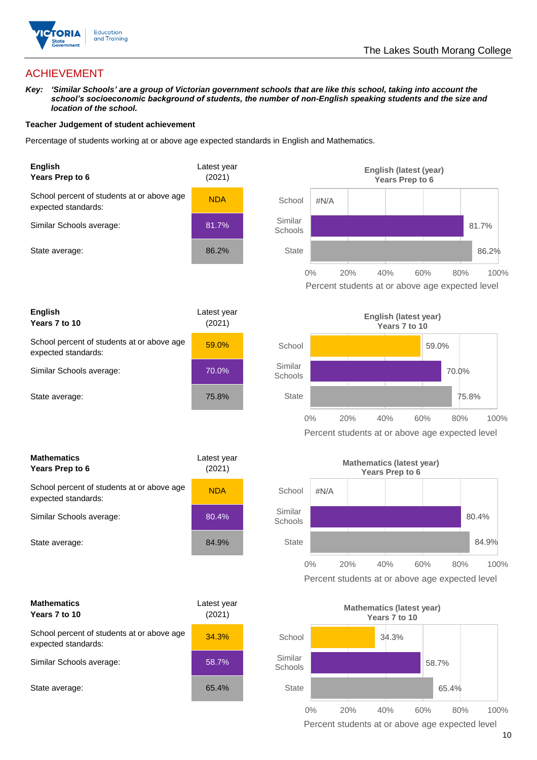## ACHIEVEMENT

***Key:*** ***'Similar Schools' are a group of Victorian government schools that are like this school, taking into account the school's socioeconomic background of students, the number of non-English speaking students and the size and location of the school.***

**Teacher Judgement of student achievement**

Percentage of students working at or above age expected standards in English and Mathematics.

| **English Years Prep to 6** | Latest year (2021) |
|---|---|
| School percent of students at or above age expected standards: | NDA |
| Similar Schools average: | 81.7% |
| State average: | 86.2% |

| **English Years 7 to 10** | Latest year (2021) |
|---|---|
| School percent of students at or above age expected standards: | 59.0% |
| Similar Schools average: | 70.0% |
| State average: | 75.8% |

| **Mathematics Years Prep to 6** | Latest year (2021) |
|---|---|
| School percent of students at or above age expected standards: | NDA |
| Similar Schools average: | 80.4% |
| State average: | 84.9% |

| **Mathematics Years 7 to 10** | Latest year (2021) |
|---|---|
| School percent of students at or above age expected standards: | 34.3% |
| Similar Schools average: | 58.7% |
| State average: | 65.4% |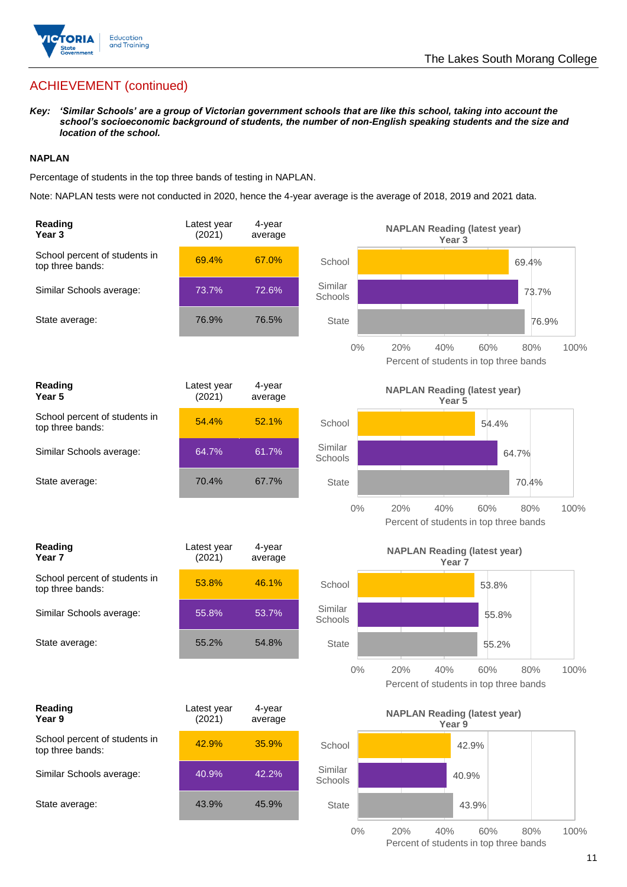## ACHIEVEMENT (continued)

***Key:*** ***'Similar Schools' are a group of Victorian government schools that are like this school, taking into account the school's socioeconomic background of students, the number of non-English speaking students and the size and location of the school.***

**NAPLAN**

Percentage of students in the top three bands of testing in NAPLAN.

Note: NAPLAN tests were not conducted in 2020, hence the 4-year average is the average of 2018, 2019 and 2021 data.

| **Reading Year 3** | Latest year (2021) | 4-year average |
|---|---|---|
| School percent of students in top three bands: | 69.4% | 67.0% |
| Similar Schools average: | 73.7% | 72.6% |
| State average: | 76.9% | 76.5% |

**NAPLAN Reading (latest year) Year 3**

| | Percent of students in top three bands |
|---|---|
| School | 69.4% |
| Similar Schools | 73.7% |
| State | 76.9% |

| **Reading Year 5** | Latest year (2021) | 4-year average |
|---|---|---|
| School percent of students in top three bands: | 54.4% | 52.1% |
| Similar Schools average: | 64.7% | 61.7% |
| State average: | 70.4% | 67.7% |

**NAPLAN Reading (latest year) Year 5**

| | Percent of students in top three bands |
|---|---|
| School | 54.4% |
| Similar Schools | 64.7% |
| State | 70.4% |

| **Reading Year 7** | Latest year (2021) | 4-year average |
|---|---|---|
| School percent of students in top three bands: | 53.8% | 46.1% |
| Similar Schools average: | 55.8% | 53.7% |
| State average: | 55.2% | 54.8% |

**NAPLAN Reading (latest year) Year 7**

| | Percent of students in top three bands |
|---|---|
| School | 53.8% |
| Similar Schools | 55.8% |
| State | 55.2% |

| **Reading Year 9** | Latest year (2021) | 4-year average |
|---|---|---|
| School percent of students in top three bands: | 42.9% | 35.9% |
| Similar Schools average: | 40.9% | 42.2% |
| State average: | 43.9% | 45.9% |

**NAPLAN Reading (latest year) Year 9**

| | Percent of students in top three bands |
|---|---|
| School | 42.9% |
| Similar Schools | 40.9% |
| State | 43.9% |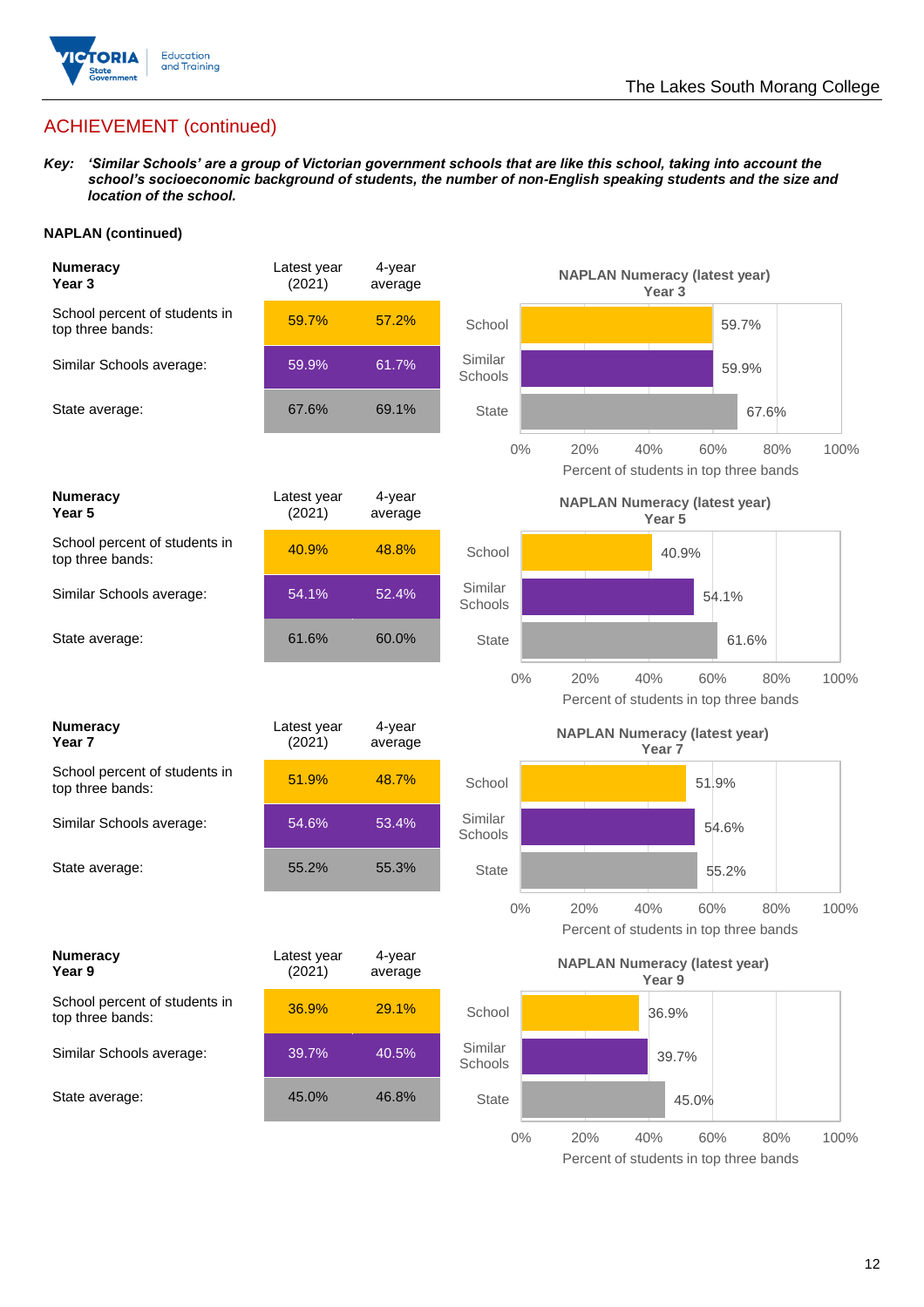## ACHIEVEMENT (continued)

***Key:*** ***'Similar Schools' are a group of Victorian government schools that are like this school, taking into account the school's socioeconomic background of students, the number of non-English speaking students and the size and location of the school.***

**NAPLAN (continued)**

| **Numeracy Year 3** | Latest year (2021) | 4-year average |
|---|---|---|
| School percent of students in top three bands: | 59.7% | 57.2% |
| Similar Schools average: | 59.9% | 61.7% |
| State average: | 67.6% | 69.1% |

**NAPLAN Numeracy (latest year) Year 3**

| | Percent of students in top three bands |
|---|---|
| School | 59.7% |
| Similar Schools | 59.9% |
| State | 67.6% |

| **Numeracy Year 5** | Latest year (2021) | 4-year average |
|---|---|---|
| School percent of students in top three bands: | 40.9% | 48.8% |
| Similar Schools average: | 54.1% | 52.4% |
| State average: | 61.6% | 60.0% |

**NAPLAN Numeracy (latest year) Year 5**

| | Percent of students in top three bands |
|---|---|
| School | 40.9% |
| Similar Schools | 54.1% |
| State | 61.6% |

| **Numeracy Year 7** | Latest year (2021) | 4-year average |
|---|---|---|
| School percent of students in top three bands: | 51.9% | 48.7% |
| Similar Schools average: | 54.6% | 53.4% |
| State average: | 55.2% | 55.3% |

**NAPLAN Numeracy (latest year) Year 7**

| | Percent of students in top three bands |
|---|---|
| School | 51.9% |
| Similar Schools | 54.6% |
| State | 55.2% |

| **Numeracy Year 9** | Latest year (2021) | 4-year average |
|---|---|---|
| School percent of students in top three bands: | 36.9% | 29.1% |
| Similar Schools average: | 39.7% | 40.5% |
| State average: | 45.0% | 46.8% |

**NAPLAN Numeracy (latest year) Year 9**

| | Percent of students in top three bands |
|---|---|
| School | 36.9% |
| Similar Schools | 39.7% |
| State | 45.0% |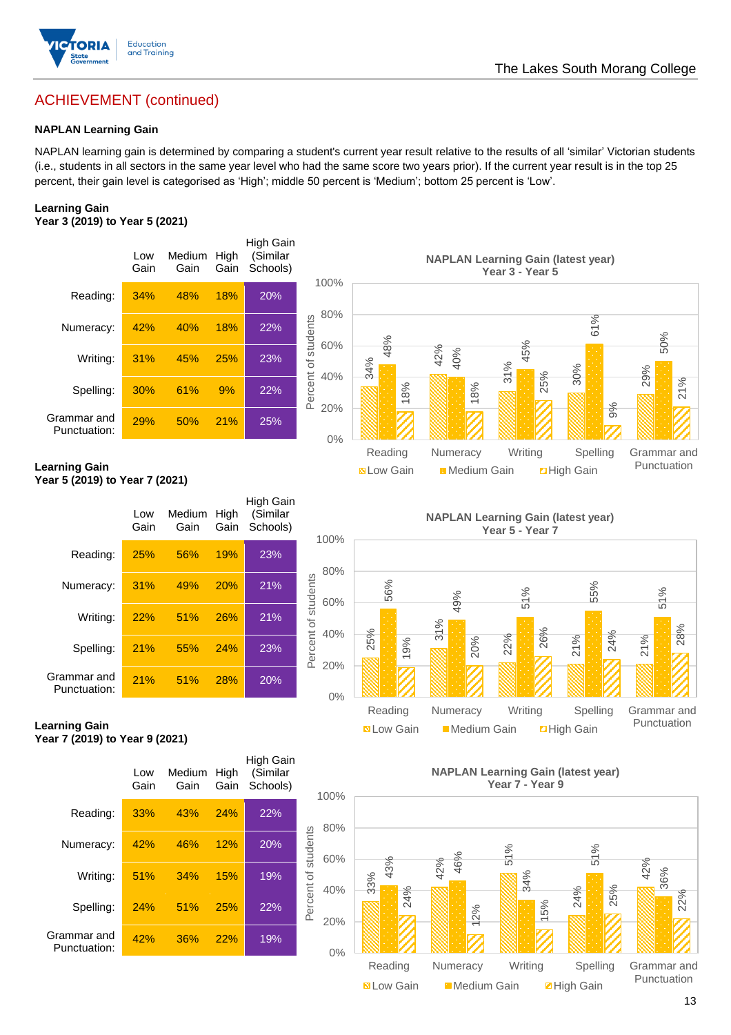## ACHIEVEMENT (continued)

### NAPLAN Learning Gain

NAPLAN learning gain is determined by comparing a student's current year result relative to the results of all 'similar' Victorian students (i.e., students in all sectors in the same year level who had the same score two years prior). If the current year result is in the top 25 percent, their gain level is categorised as 'High'; middle 50 percent is 'Medium'; bottom 25 percent is 'Low'.

**Learning Gain**
**Year 3 (2019) to Year 5 (2021)**

| | Low Gain | Medium Gain | High Gain | High Gain (Similar Schools) |
|---|---|---|---|---|
| Reading: | 34% | 48% | 18% | 20% |
| Numeracy: | 42% | 40% | 18% | 22% |
| Writing: | 31% | 45% | 25% | 23% |
| Spelling: | 30% | 61% | 9% | 22% |
| Grammar and Punctuation: | 29% | 50% | 21% | 25% |

**NAPLAN Learning Gain (latest year)**
**Year 3 - Year 5**

| | Low Gain | Medium Gain | High Gain |
|---|---|---|---|
| Reading | 34% | 48% | 18% |
| Numeracy | 42% | 40% | 18% |
| Writing | 31% | 45% | 25% |
| Spelling | 30% | 61% | 9% |
| Grammar and Punctuation | 29% | 50% | 21% |

**Learning Gain**
**Year 5 (2019) to Year 7 (2021)**

| | Low Gain | Medium Gain | High Gain | High Gain (Similar Schools) |
|---|---|---|---|---|
| Reading: | 25% | 56% | 19% | 23% |
| Numeracy: | 31% | 49% | 20% | 21% |
| Writing: | 22% | 51% | 26% | 21% |
| Spelling: | 21% | 55% | 24% | 23% |
| Grammar and Punctuation: | 21% | 51% | 28% | 20% |

**NAPLAN Learning Gain (latest year)**
**Year 5 - Year 7**

| | Low Gain | Medium Gain | High Gain |
|---|---|---|---|
| Reading | 25% | 56% | 19% |
| Numeracy | 31% | 49% | 20% |
| Writing | 22% | 51% | 26% |
| Spelling | 21% | 55% | 24% |
| Grammar and Punctuation | 21% | 51% | 28% |

**Learning Gain**
**Year 7 (2019) to Year 9 (2021)**

| | Low Gain | Medium Gain | High Gain | High Gain (Similar Schools) |
|---|---|---|---|---|
| Reading: | 33% | 43% | 24% | 22% |
| Numeracy: | 42% | 46% | 12% | 20% |
| Writing: | 51% | 34% | 15% | 19% |
| Spelling: | 24% | 51% | 25% | 22% |
| Grammar and Punctuation: | 42% | 36% | 22% | 19% |

**NAPLAN Learning Gain (latest year)**
**Year 7 - Year 9**

| | Low Gain | Medium Gain | High Gain |
|---|---|---|---|
| Reading | 33% | 43% | 24% |
| Numeracy | 42% | 46% | 12% |
| Writing | 51% | 34% | 15% |
| Spelling | 24% | 51% | 25% |
| Grammar and Punctuation | 42% | 36% | 22% |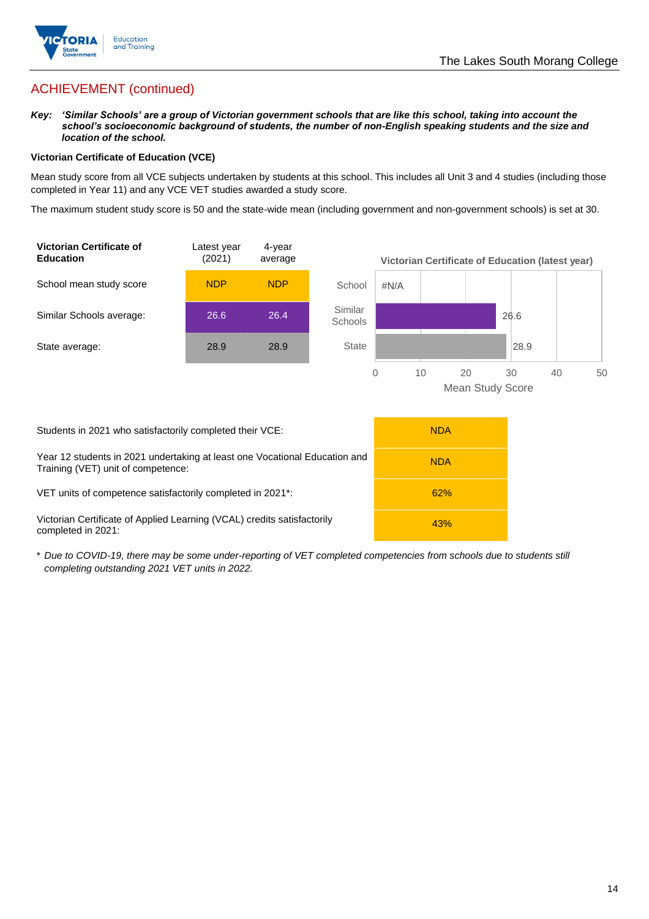## ACHIEVEMENT (continued)

***Key:*** ***'Similar Schools' are a group of Victorian government schools that are like this school, taking into account the school's socioeconomic background of students, the number of non-English speaking students and the size and location of the school.***

**Victorian Certificate of Education (VCE)**

Mean study score from all VCE subjects undertaken by students at this school. This includes all Unit 3 and 4 studies (including those completed in Year 11) and any VCE VET studies awarded a study score.

The maximum student study score is 50 and the state-wide mean (including government and non-government schools) is set at 30.

| Victorian Certificate of Education | Latest year (2021) | 4-year average |
|---|---|---|
| School mean study score | NDP | NDP |
| Similar Schools average: | 26.6 | 26.4 |
| State average: | 28.9 | 28.9 |

Victorian Certificate of Education (latest year)

| | Mean Study Score |
|---|---|
| School | #N/A |
| Similar Schools | 26.6 |
| State | 28.9 |

| | |
|---|---|
| Students in 2021 who satisfactorily completed their VCE: | NDA |
| Year 12 students in 2021 undertaking at least one Vocational Education and Training (VET) unit of competence: | NDA |
| VET units of competence satisfactorily completed in 2021*: | 62% |
| Victorian Certificate of Applied Learning (VCAL) credits satisfactorily completed in 2021: | 43% |

\* *Due to COVID-19, there may be some under-reporting of VET completed competencies from schools due to students still completing outstanding 2021 VET units in 2022.*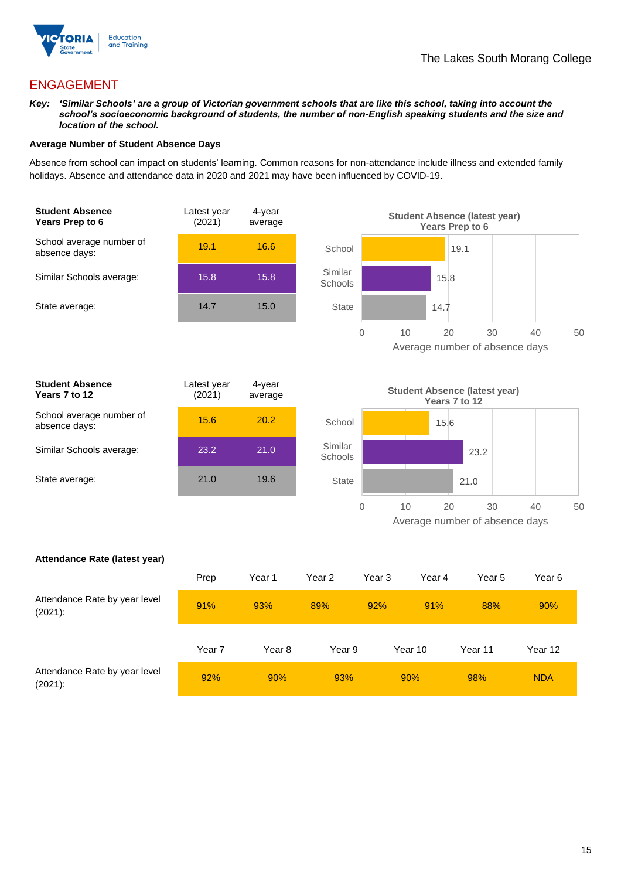## ENGAGEMENT

***Key:*** ***'Similar Schools' are a group of Victorian government schools that are like this school, taking into account the school's socioeconomic background of students, the number of non-English speaking students and the size and location of the school.***

**Average Number of Student Absence Days**

Absence from school can impact on students' learning. Common reasons for non-attendance include illness and extended family holidays. Absence and attendance data in 2020 and 2021 may have been influenced by COVID-19.

| **Student Absence Years Prep to 6** | Latest year (2021) | 4-year average |
|---|---|---|
| School average number of absence days: | 19.1 | 16.6 |
| Similar Schools average: | 15.8 | 15.8 |
| State average: | 14.7 | 15.0 |

**Student Absence (latest year) Years Prep to 6**

| | Average number of absence days |
|---|---|
| School | 19.1 |
| Similar Schools | 15.8 |
| State | 14.7 |

| **Student Absence Years 7 to 12** | Latest year (2021) | 4-year average |
|---|---|---|
| School average number of absence days: | 15.6 | 20.2 |
| Similar Schools average: | 23.2 | 21.0 |
| State average: | 21.0 | 19.6 |

**Student Absence (latest year) Years 7 to 12**

| | Average number of absence days |
|---|---|
| School | 15.6 |
| Similar Schools | 23.2 |
| State | 21.0 |

**Attendance Rate (latest year)**

| | Prep | Year 1 | Year 2 | Year 3 | Year 4 | Year 5 | Year 6 |
|---|---|---|---|---|---|---|---|
| Attendance Rate by year level (2021): | 91% | 93% | 89% | 92% | 91% | 88% | 90% |

| | Year 7 | Year 8 | Year 9 | Year 10 | Year 11 | Year 12 |
|---|---|---|---|---|---|---|
| Attendance Rate by year level (2021): | 92% | 90% | 93% | 90% | 98% | NDA |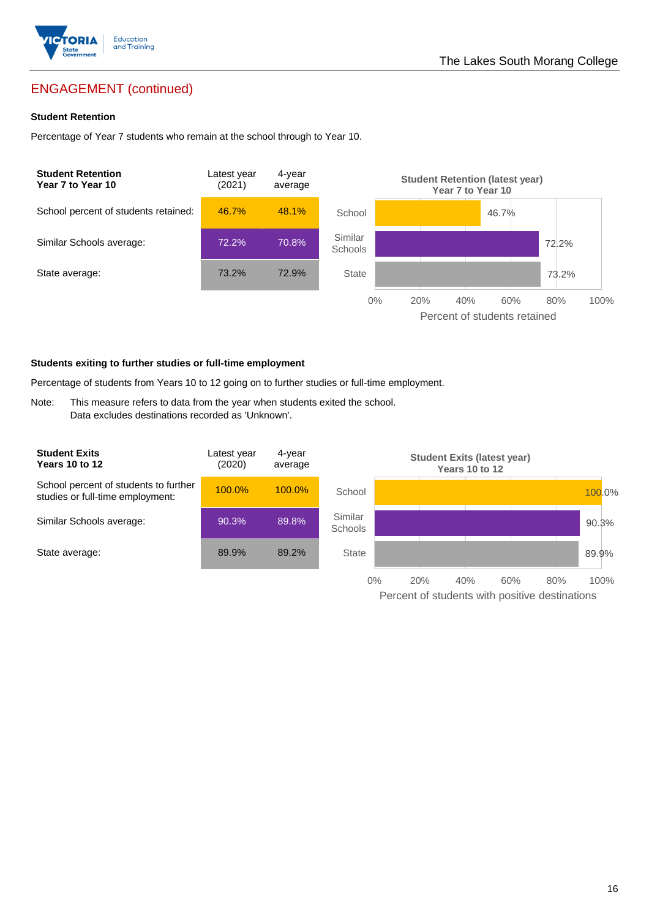## ENGAGEMENT (continued)

### Student Retention

Percentage of Year 7 students who remain at the school through to Year 10.

| Student Retention Year 7 to Year 10 | Latest year (2021) | 4-year average |
|---|---|---|
| School percent of students retained: | 46.7% | 48.1% |
| Similar Schools average: | 72.2% | 70.8% |
| State average: | 73.2% | 72.9% |

**Student Retention (latest year) Year 7 to Year 10**

| | Percent of students retained |
|---|---|
| School | 46.7% |
| Similar Schools | 72.2% |
| State | 73.2% |

### Students exiting to further studies or full-time employment

Percentage of students from Years 10 to 12 going on to further studies or full-time employment.

Note: This measure refers to data from the year when students exited the school. Data excludes destinations recorded as 'Unknown'.

| Student Exits Years 10 to 12 | Latest year (2020) | 4-year average |
|---|---|---|
| School percent of students to further studies or full-time employment: | 100.0% | 100.0% |
| Similar Schools average: | 90.3% | 89.8% |
| State average: | 89.9% | 89.2% |

**Student Exits (latest year) Years 10 to 12**

| | Percent of students with positive destinations |
|---|---|
| School | 100.0% |
| Similar Schools | 90.3% |
| State | 89.9% |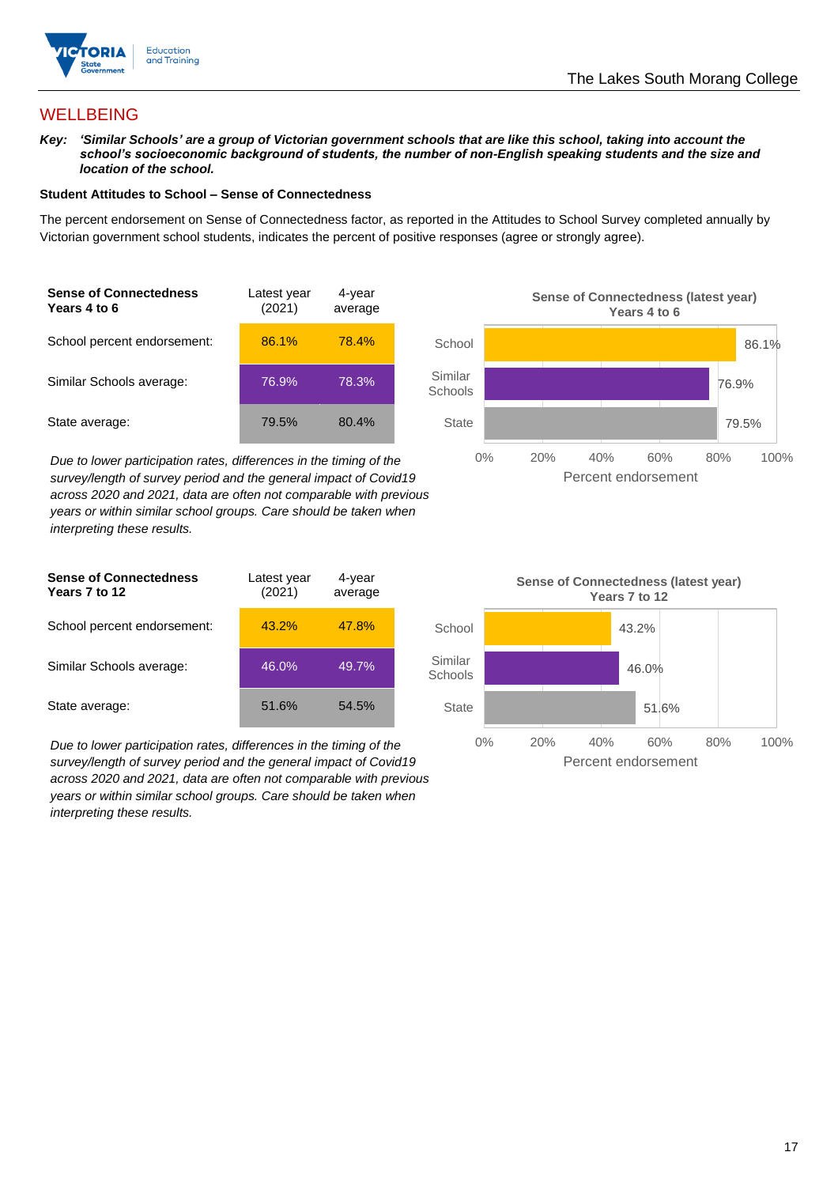## WELLBEING

***Key:*** ***'Similar Schools' are a group of Victorian government schools that are like this school, taking into account the school's socioeconomic background of students, the number of non-English speaking students and the size and location of the school.***

**Student Attitudes to School – Sense of Connectedness**

The percent endorsement on Sense of Connectedness factor, as reported in the Attitudes to School Survey completed annually by Victorian government school students, indicates the percent of positive responses (agree or strongly agree).

| **Sense of Connectedness Years 4 to 6** | Latest year (2021) | 4-year average |
|---|---|---|
| School percent endorsement: | 86.1% | 78.4% |
| Similar Schools average: | 76.9% | 78.3% |
| State average: | 79.5% | 80.4% |

*Due to lower participation rates, differences in the timing of the survey/length of survey period and the general impact of Covid19 across 2020 and 2021, data are often not comparable with previous years or within similar school groups. Care should be taken when interpreting these results.*

**Sense of Connectedness (latest year) Years 4 to 6**

| | Percent endorsement |
|---|---|
| School | 86.1% |
| Similar Schools | 76.9% |
| State | 79.5% |

| **Sense of Connectedness Years 7 to 12** | Latest year (2021) | 4-year average |
|---|---|---|
| School percent endorsement: | 43.2% | 47.8% |
| Similar Schools average: | 46.0% | 49.7% |
| State average: | 51.6% | 54.5% |

*Due to lower participation rates, differences in the timing of the survey/length of survey period and the general impact of Covid19 across 2020 and 2021, data are often not comparable with previous years or within similar school groups. Care should be taken when interpreting these results.*

**Sense of Connectedness (latest year) Years 7 to 12**

| | Percent endorsement |
|---|---|
| School | 43.2% |
| Similar Schools | 46.0% |
| State | 51.6% |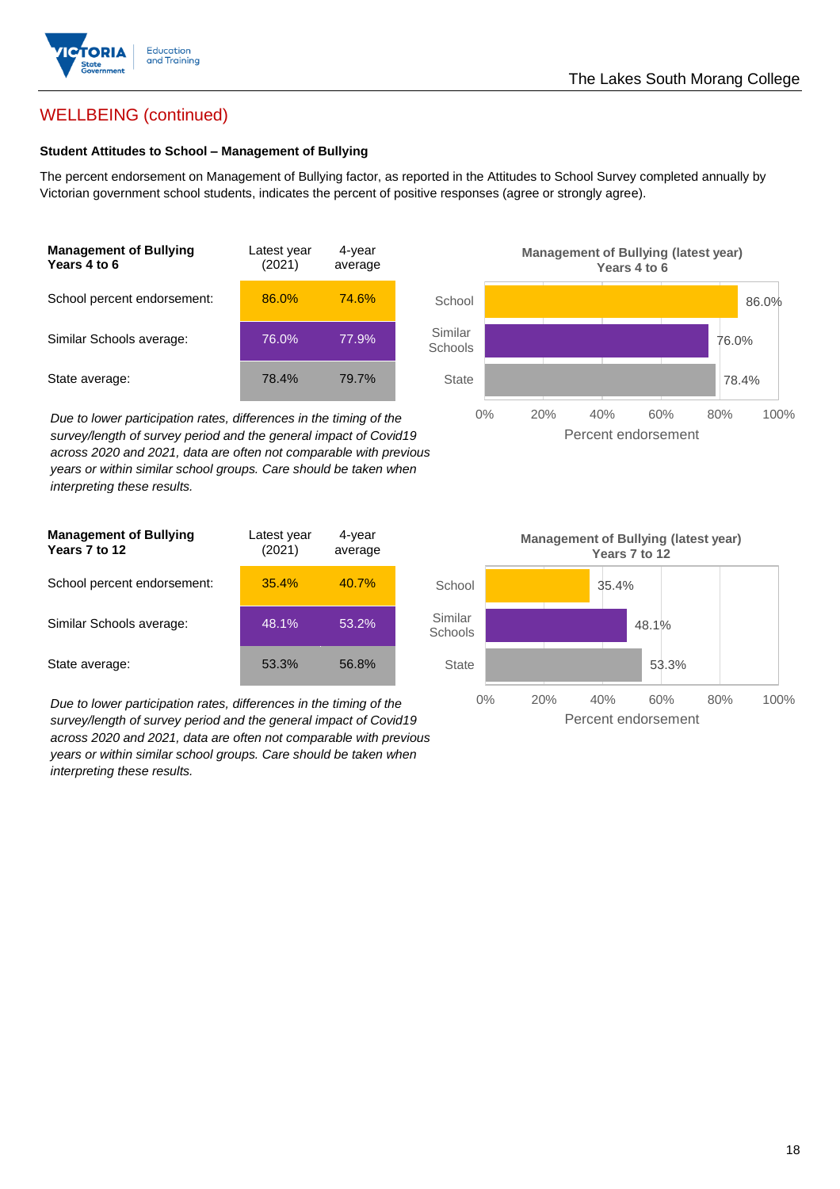## WELLBEING (continued)

### Student Attitudes to School – Management of Bullying

The percent endorsement on Management of Bullying factor, as reported in the Attitudes to School Survey completed annually by Victorian government school students, indicates the percent of positive responses (agree or strongly agree).

| Management of Bullying Years 4 to 6 | Latest year (2021) | 4-year average |
| --- | --- | --- |
| School percent endorsement: | 86.0% | 74.6% |
| Similar Schools average: | 76.0% | 77.9% |
| State average: | 78.4% | 79.7% |

*Due to lower participation rates, differences in the timing of the survey/length of survey period and the general impact of Covid19 across 2020 and 2021, data are often not comparable with previous years or within similar school groups. Care should be taken when interpreting these results.*

**Management of Bullying (latest year) Years 4 to 6**

| | Percent endorsement |
| --- | --- |
| School | 86.0% |
| Similar Schools | 76.0% |
| State | 78.4% |

| Management of Bullying Years 7 to 12 | Latest year (2021) | 4-year average |
| --- | --- | --- |
| School percent endorsement: | 35.4% | 40.7% |
| Similar Schools average: | 48.1% | 53.2% |
| State average: | 53.3% | 56.8% |

*Due to lower participation rates, differences in the timing of the survey/length of survey period and the general impact of Covid19 across 2020 and 2021, data are often not comparable with previous years or within similar school groups. Care should be taken when interpreting these results.*

**Management of Bullying (latest year) Years 7 to 12**

| | Percent endorsement |
| --- | --- |
| School | 35.4% |
| Similar Schools | 48.1% |
| State | 53.3% |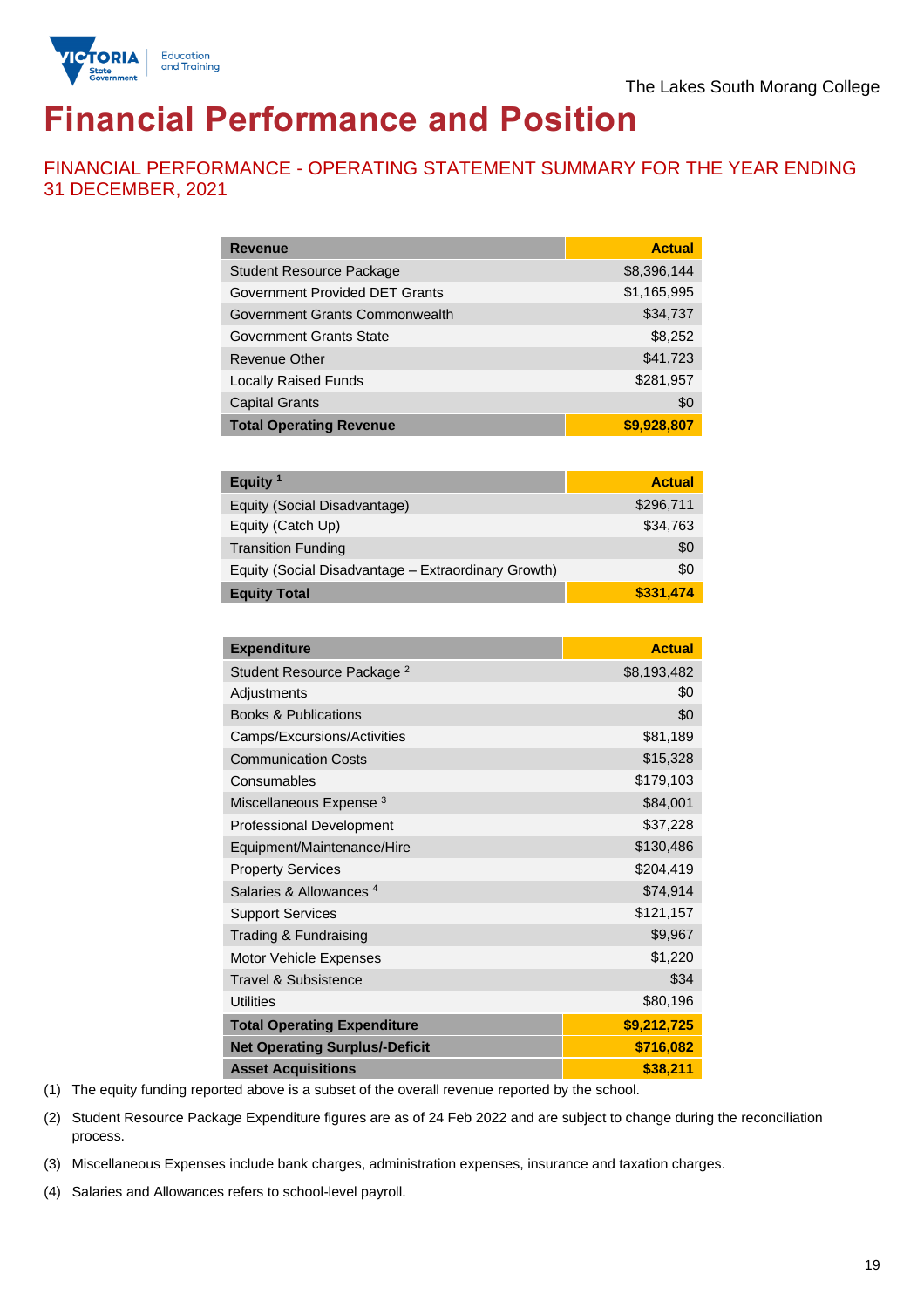The Lakes South Morang College

# Financial Performance and Position

## FINANCIAL PERFORMANCE - OPERATING STATEMENT SUMMARY FOR THE YEAR ENDING 31 DECEMBER, 2021

| Revenue | Actual |
| --- | --- |
| Student Resource Package | $8,396,144 |
| Government Provided DET Grants | $1,165,995 |
| Government Grants Commonwealth | $34,737 |
| Government Grants State | $8,252 |
| Revenue Other | $41,723 |
| Locally Raised Funds | $281,957 |
| Capital Grants | $0 |
| **Total Operating Revenue** | **$9,928,807** |

| Equity [1] | Actual |
| --- | --- |
| Equity (Social Disadvantage) | $296,711 |
| Equity (Catch Up) | $34,763 |
| Transition Funding | $0 |
| Equity (Social Disadvantage – Extraordinary Growth) | $0 |
| **Equity Total** | **$331,474** |

| Expenditure | Actual |
| --- | --- |
| Student Resource Package [2] | $8,193,482 |
| Adjustments | $0 |
| Books & Publications | $0 |
| Camps/Excursions/Activities | $81,189 |
| Communication Costs | $15,328 |
| Consumables | $179,103 |
| Miscellaneous Expense [3] | $84,001 |
| Professional Development | $37,228 |
| Equipment/Maintenance/Hire | $130,486 |
| Property Services | $204,419 |
| Salaries & Allowances [4] | $74,914 |
| Support Services | $121,157 |
| Trading & Fundraising | $9,967 |
| Motor Vehicle Expenses | $1,220 |
| Travel & Subsistence | $34 |
| Utilities | $80,196 |
| **Total Operating Expenditure** | **$9,212,725** |
| **Net Operating Surplus/-Deficit** | **$716,082** |
| **Asset Acquisitions** | **$38,211** |

(1) The equity funding reported above is a subset of the overall revenue reported by the school.

(2) Student Resource Package Expenditure figures are as of 24 Feb 2022 and are subject to change during the reconciliation process.

(3) Miscellaneous Expenses include bank charges, administration expenses, insurance and taxation charges.

(4) Salaries and Allowances refers to school-level payroll.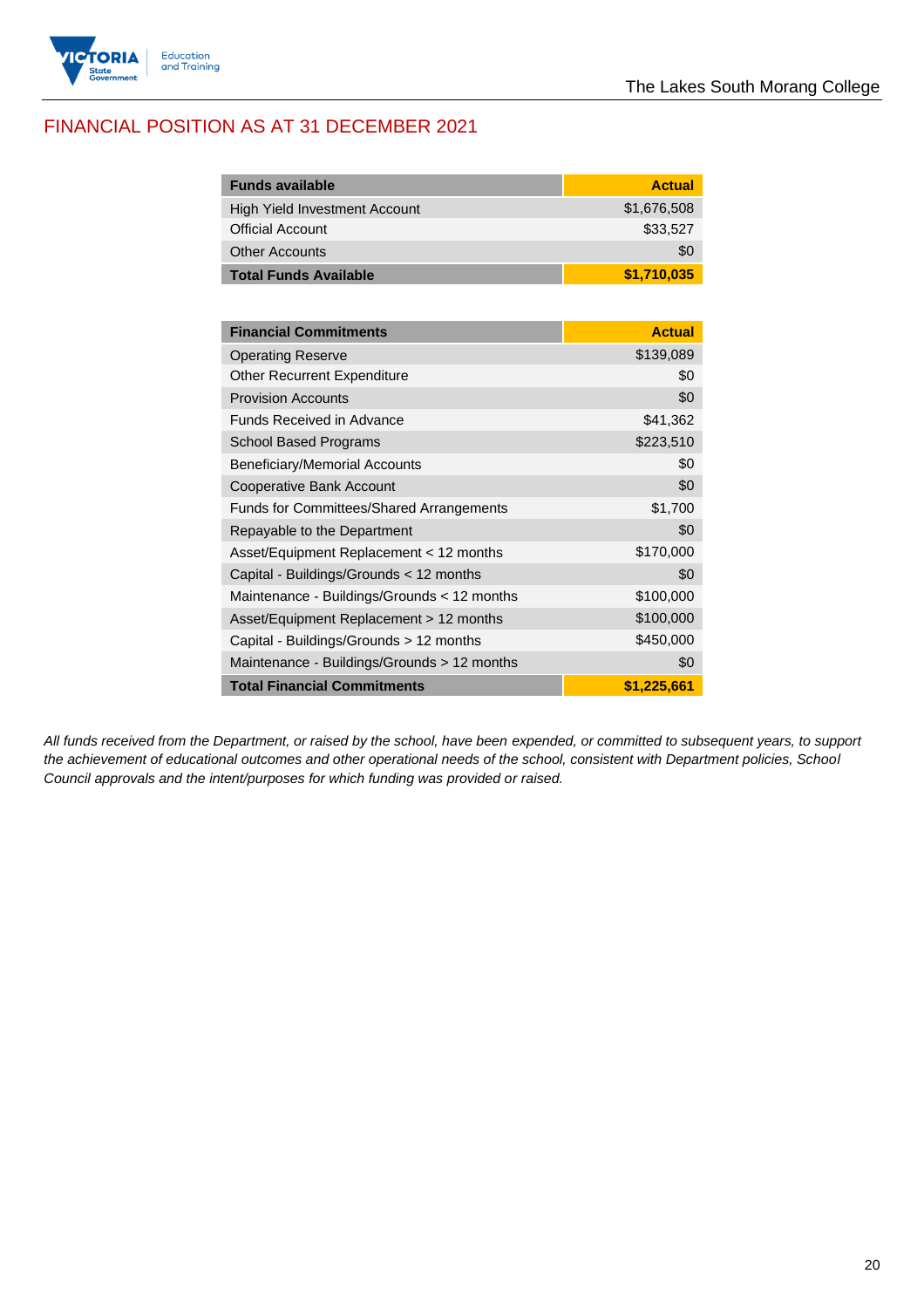## FINANCIAL POSITION AS AT 31 DECEMBER 2021

| Funds available | Actual |
|---|---|
| High Yield Investment Account | $1,676,508 |
| Official Account | $33,527 |
| Other Accounts | $0 |
| **Total Funds Available** | **$1,710,035** |

| Financial Commitments | Actual |
|---|---|
| Operating Reserve | $139,089 |
| Other Recurrent Expenditure | $0 |
| Provision Accounts | $0 |
| Funds Received in Advance | $41,362 |
| School Based Programs | $223,510 |
| Beneficiary/Memorial Accounts | $0 |
| Cooperative Bank Account | $0 |
| Funds for Committees/Shared Arrangements | $1,700 |
| Repayable to the Department | $0 |
| Asset/Equipment Replacement < 12 months | $170,000 |
| Capital - Buildings/Grounds < 12 months | $0 |
| Maintenance - Buildings/Grounds < 12 months | $100,000 |
| Asset/Equipment Replacement > 12 months | $100,000 |
| Capital - Buildings/Grounds > 12 months | $450,000 |
| Maintenance - Buildings/Grounds > 12 months | $0 |
| **Total Financial Commitments** | **$1,225,661** |

*All funds received from the Department, or raised by the school, have been expended, or committed to subsequent years, to support the achievement of educational outcomes and other operational needs of the school, consistent with Department policies, School Council approvals and the intent/purposes for which funding was provided or raised.*